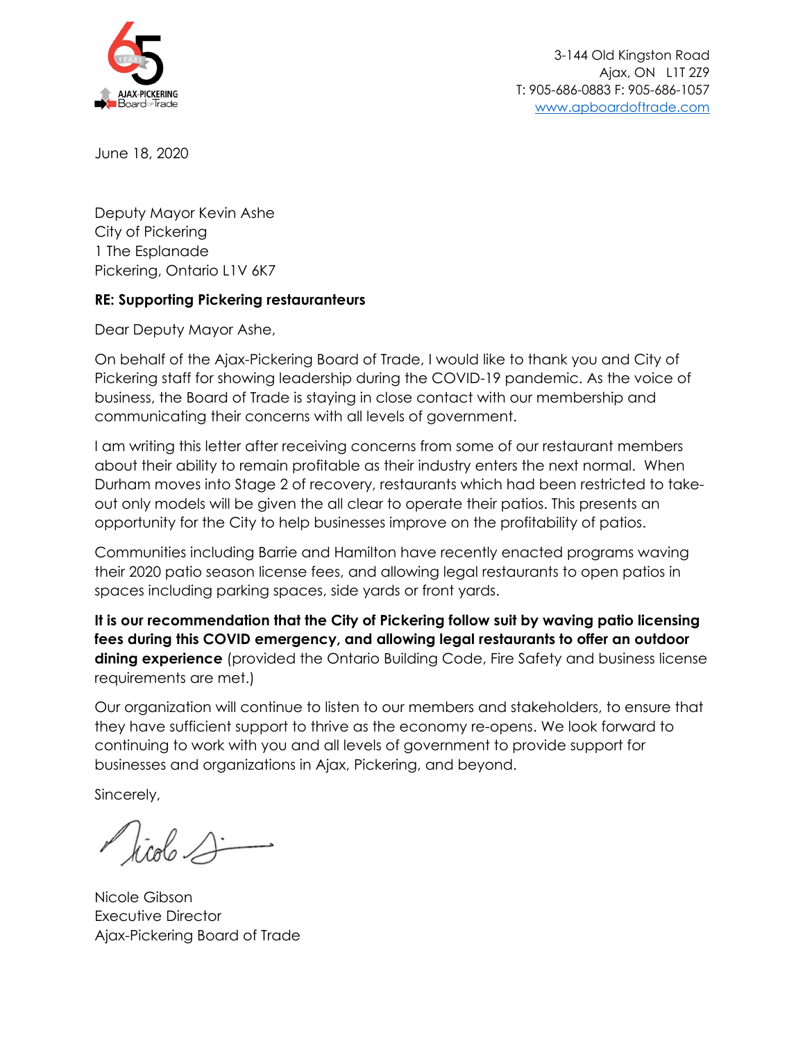AJAX-PICKERING Board of Trade

3-144 Old Kingston Road
Ajax, ON L1T 2Z9
T: 905-686-0883 F: 905-686-1057
www.apboardoftrade.com

June 18, 2020

Deputy Mayor Kevin Ashe
City of Pickering
1 The Esplanade
Pickering, Ontario L1V 6K7

**RE: Supporting Pickering restauranteurs**

Dear Deputy Mayor Ashe,

On behalf of the Ajax-Pickering Board of Trade, I would like to thank you and City of Pickering staff for showing leadership during the COVID-19 pandemic. As the voice of business, the Board of Trade is staying in close contact with our membership and communicating their concerns with all levels of government.

I am writing this letter after receiving concerns from some of our restaurant members about their ability to remain profitable as their industry enters the next normal. When Durham moves into Stage 2 of recovery, restaurants which had been restricted to take-out only models will be given the all clear to operate their patios. This presents an opportunity for the City to help businesses improve on the profitability of patios.

Communities including Barrie and Hamilton have recently enacted programs waving their 2020 patio season license fees, and allowing legal restaurants to open patios in spaces including parking spaces, side yards or front yards.

**It is our recommendation that the City of Pickering follow suit by waving patio licensing fees during this COVID emergency, and allowing legal restaurants to offer an outdoor dining experience** (provided the Ontario Building Code, Fire Safety and business license requirements are met.)

Our organization will continue to listen to our members and stakeholders, to ensure that they have sufficient support to thrive as the economy re-opens. We look forward to continuing to work with you and all levels of government to provide support for businesses and organizations in Ajax, Pickering, and beyond.

Sincerely,

Nicole Gibson
Executive Director
Ajax-Pickering Board of Trade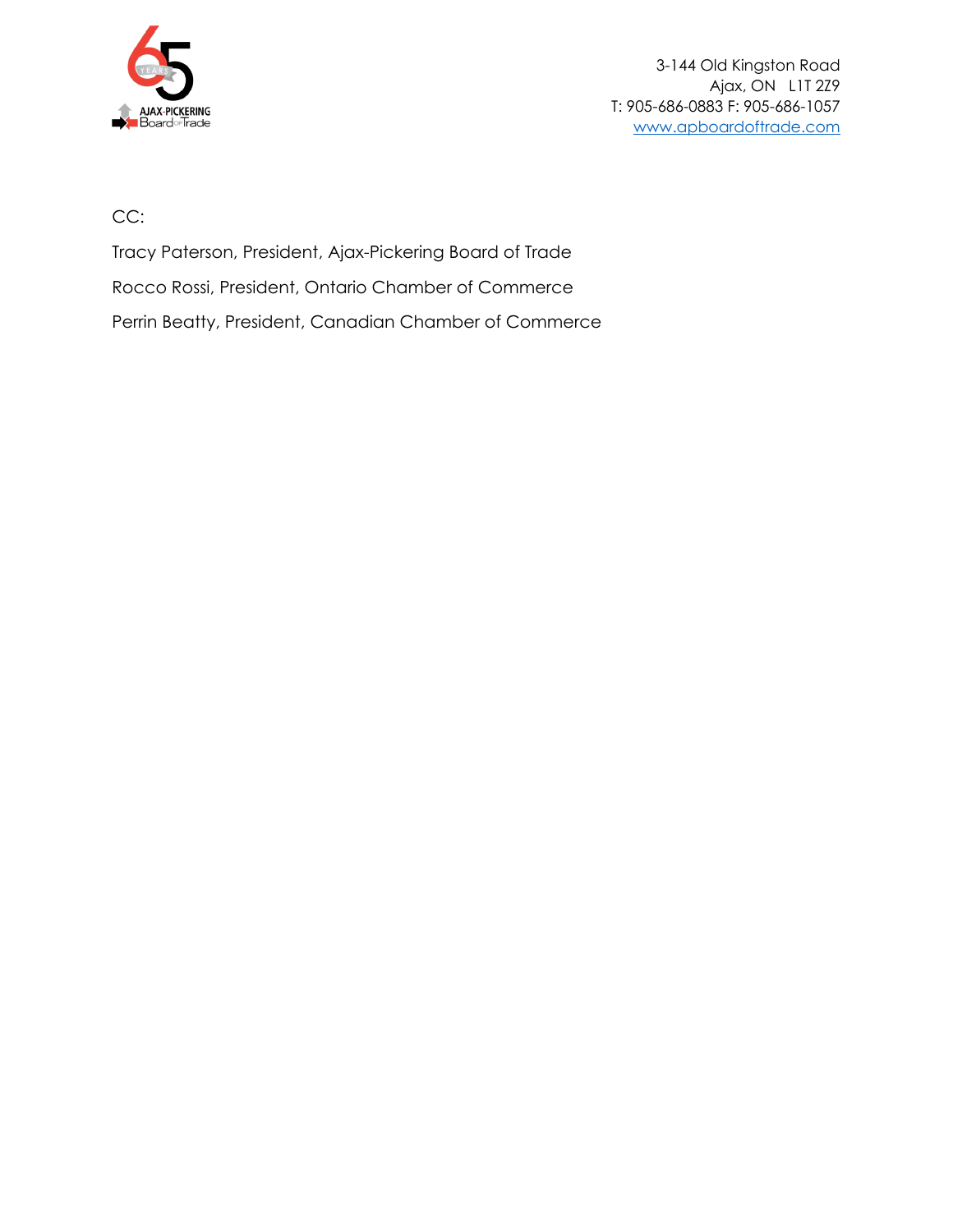3-144 Old Kingston Road
Ajax, ON L1T 2Z9
T: 905-686-0883 F: 905-686-1057
www.apboardoftrade.com

CC:

Tracy Paterson, President, Ajax-Pickering Board of Trade

Rocco Rossi, President, Ontario Chamber of Commerce

Perrin Beatty, President, Canadian Chamber of Commerce